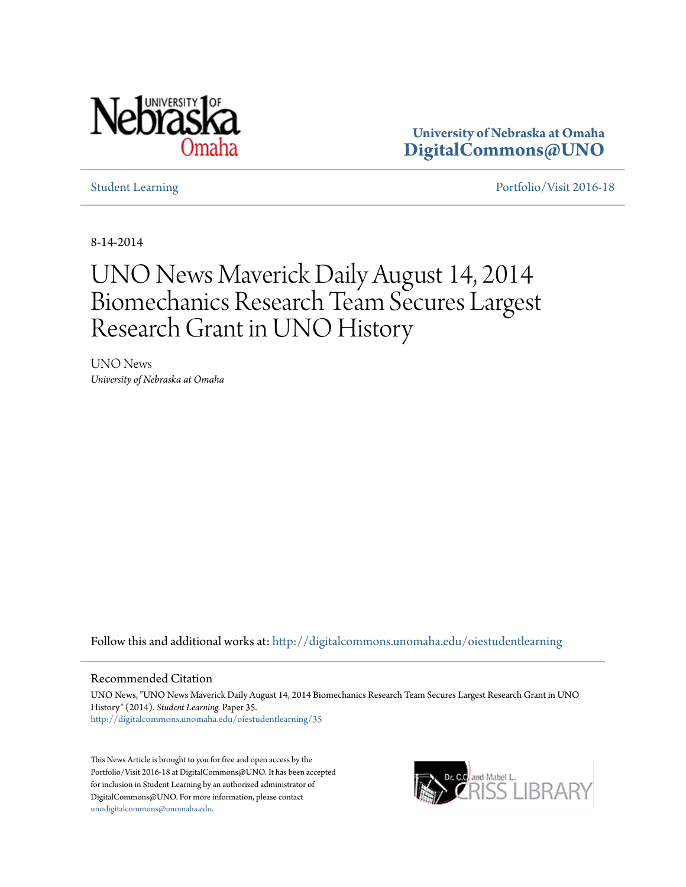University of Nebraska at Omaha
**DigitalCommons@UNO**

Student Learning

Portfolio/Visit 2016-18

8-14-2014

# UNO News Maverick Daily August 14, 2014 Biomechanics Research Team Secures Largest Research Grant in UNO History

UNO News
*University of Nebraska at Omaha*

Follow this and additional works at: http://digitalcommons.unomaha.edu/oiestudentlearning

## Recommended Citation

UNO News, "UNO News Maverick Daily August 14, 2014 Biomechanics Research Team Secures Largest Research Grant in UNO History" (2014). *Student Learning.* Paper 35.
http://digitalcommons.unomaha.edu/oiestudentlearning/35

This News Article is brought to you for free and open access by the Portfolio/Visit 2016-18 at DigitalCommons@UNO. It has been accepted for inclusion in Student Learning by an authorized administrator of DigitalCommons@UNO. For more information, please contact unodigitalcommons@unomaha.edu.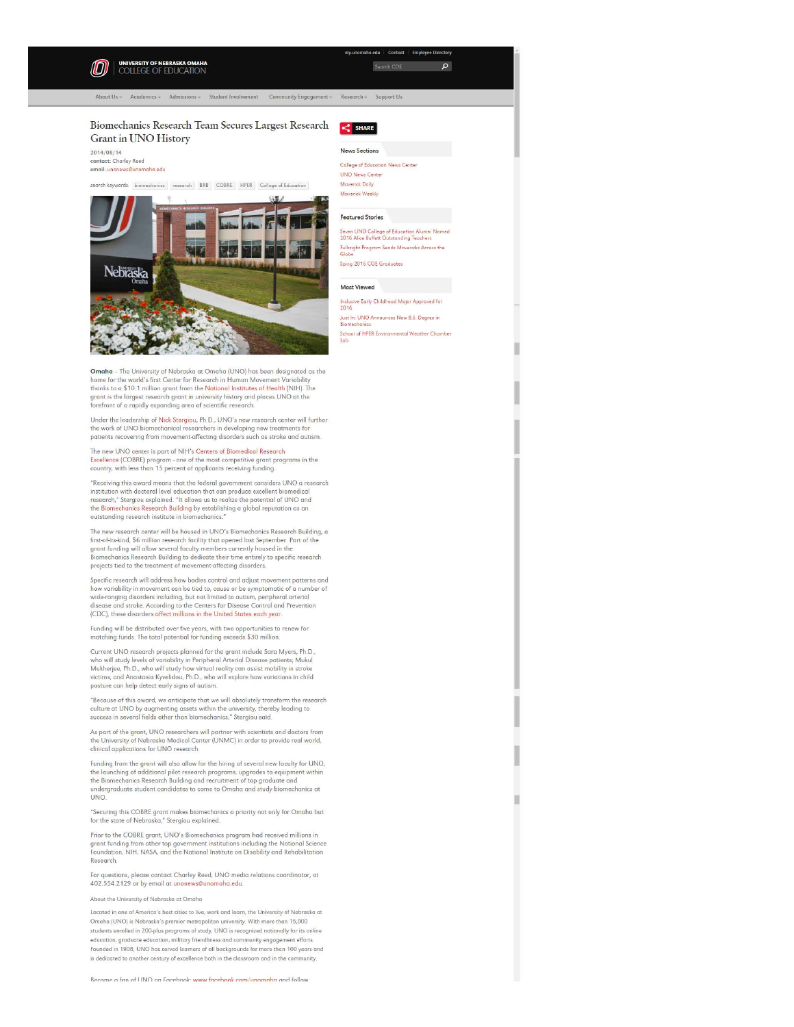UNIVERSITY OF NEBRASKA OMAHA
COLLEGE OF EDUCATION

my.unomaha.edu | Contact | Employee Directory

About Us | Academics | Admissions | Student Involvement | Community Engagement | Research | Support Us

# Biomechanics Research Team Secures Largest Research Grant in UNO History

2014/08/14
contact: Charley Reed
email: unonews@unomaha.edu

search keywords: biomechanics, research, BRB, COBRE, HPER, College of Education

**Omaha** – The University of Nebraska at Omaha (UNO) has been designated as the home for the world's first Center for Research in Human Movement Variability thanks to a $10.1 million grant from the National Institutes of Health (NIH). The grant is the largest research grant in university history and places UNO at the forefront of a rapidly expanding area of scientific research.

Under the leadership of Nick Stergiou, Ph.D., UNO's new research center will further the work of UNO biomechanical researchers in developing new treatments for patients recovering from movement-affecting disorders such as stroke and autism.

The new UNO center is part of NIH's Centers of Biomedical Research Excellence (COBRE) program - one of the most competitive grant programs in the country, with less than 15 percent of applicants receiving funding.

"Receiving this award means that the federal government considers UNO a research institution with doctoral level education that can produce excellent biomedical research," Stergiou explained. "It allows us to realize the potential of UNO and the Biomechanics Research Building by establishing a global reputation as an outstanding research institute in biomechanics."

The new research center will be housed in UNO's Biomechanics Research Building, a first-of-its-kind, $6 million research facility that opened last September. Part of the grant funding will allow several faculty members currently housed in the Biomechanics Research Building to dedicate their time entirely to specific research projects tied to the treatment of movement-affecting disorders.

Specific research will address how bodies control and adjust movement patterns and how variability in movement can be tied to, cause or be symptomatic of a number of wide-ranging disorders including, but not limited to autism, peripheral arterial disease and stroke. According to the Centers for Disease Control and Prevention (CDC), these disorders affect millions in the United States each year.

Funding will be distributed over five years, with two opportunities to renew for matching funds. The total potential for funding exceeds $30 million.

Current UNO research projects planned for the grant include Sara Myers, Ph.D., who will study levels of variability in Peripheral Arterial Disease patients; Mukul Mukherjee, Ph.D., who will study how virtual reality can assist mobility in stroke victims; and Anastasia Kyvelidou, Ph.D., who will explore how variations in child posture can help detect early signs of autism.

"Because of this award, we anticipate that we will absolutely transform the research culture at UNO by augmenting assets within the university, thereby leading to success in several fields other than biomechanics," Stergiou said.

As part of the grant, UNO researchers will partner with scientists and doctors from the University of Nebraska Medical Center (UNMC) in order to provide real world, clinical applications for UNO research.

Funding from the grant will also allow for the hiring of several new faculty for UNO, the launching of additional pilot research programs, upgrades to equipment within the Biomechanics Research Building and recruitment of top graduate and undergraduate student candidates to come to Omaha and study biomechanics at UNO.

"Securing this COBRE grant makes biomechanics a priority not only for Omaha but for the state of Nebraska," Stergiou explained.

Prior to the COBRE grant, UNO's Biomechanics program had received millions in grant funding from other top government institutions including the National Science Foundation, NIH, NASA, and the National Institute on Disability and Rehabilitation Research.

For questions, please contact Charley Reed, UNO media relations coordinator, at 402.554.2129 or by email at unonews@unomaha.edu.

About the University of Nebraska at Omaha

Located in one of America's best cities to live, work and learn, the University of Nebraska at Omaha (UNO) is Nebraska's premier metropolitan university. With more than 15,000 students enrolled in 200-plus programs of study, UNO is recognized nationally for its online education, graduate education, military friendliness and community engagement efforts. Founded in 1908, UNO has served learners of all backgrounds for more than 100 years and is dedicated to another century of excellence both in the classroom and in the community.

Become a fan of UNO on Facebook: www.facebook.com/unomaha and follow

SHARE

**News Sections**

- College of Education News Center
- UNO News Center
- Maverick Daily
- Maverick Weekly

**Featured Stories**

- Seven UNO College of Education Alumni Named 2016 Alice Buffett Outstanding Teachers
- Fulbright Program Sends Mavericks Across the Globe
- Sping 2016 COE Graduates

**Most Viewed**

- Inclusive Early Childhood Major Approved for 2016
- Just In: UNO Announces New B.S. Degree in Biomechanics
- School of HPER Environmental Weather Chamber Lab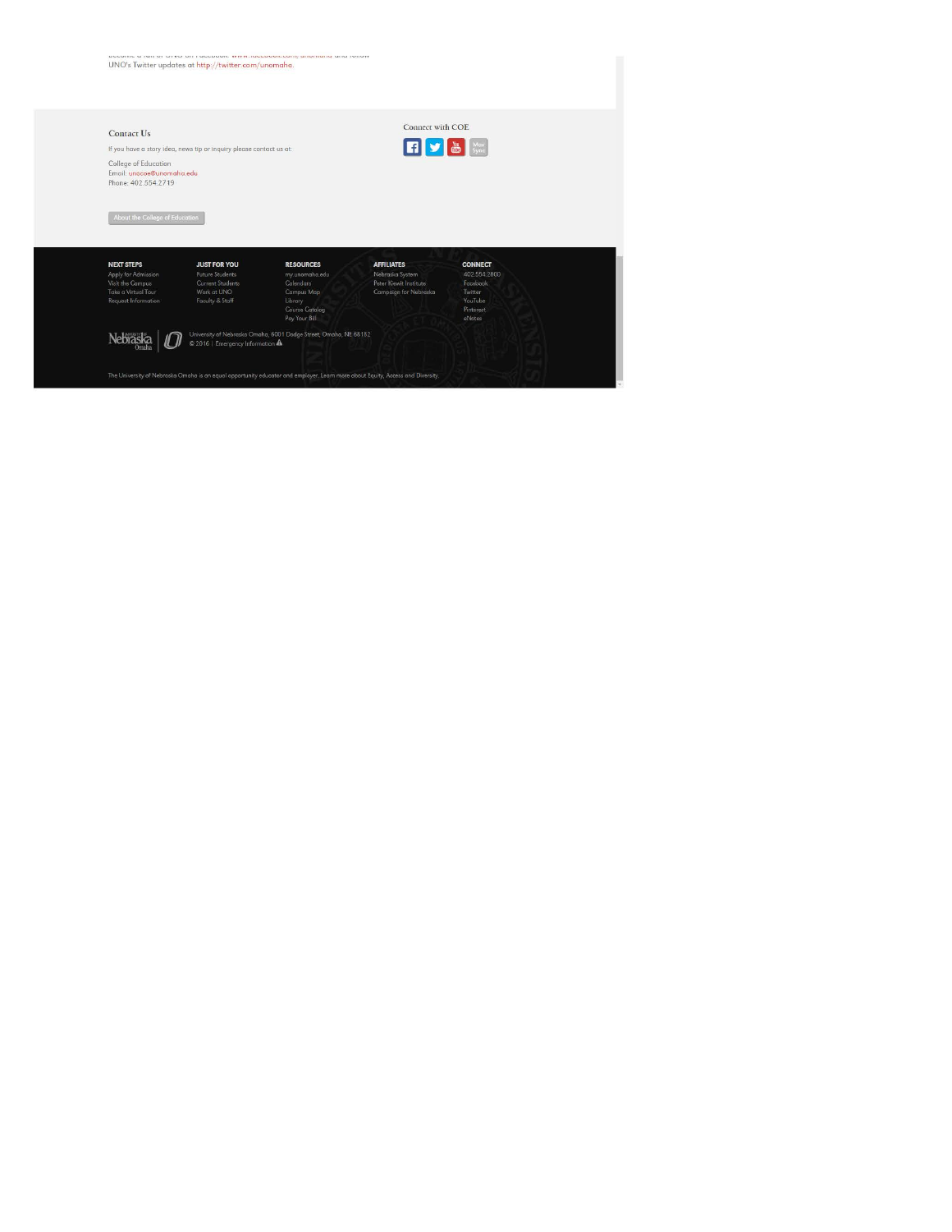Become a fan of UNO on Facebook: www.facebook.com/unomaha and follow UNO's Twitter updates at http://twitter.com/unomaha.

## Contact Us

If you have a story idea, news tip or inquiry please contact us at:

College of Education
Email: unocoe@unomaha.edu
Phone: 402.554.2719

About the College of Education

Connect with COE

**NEXT STEPS**
Apply for Admission
Visit the Campus
Take a Virtual Tour
Request Information

**JUST FOR YOU**
Future Students
Current Students
Work at UNO
Faculty & Staff

**RESOURCES**
my.unomaha.edu
Calendars
Campus Map
Library
Course Catalog
Pay Your Bill

**AFFILIATES**
Nebraska System
Peter Kiewit Institute
Campaign for Nebraska

**CONNECT**
402.554.2800
Facebook
Twitter
YouTube
Pinterest
eNotes

University of Nebraska Omaha, 6001 Dodge Street, Omaha, NE 68182
© 2016 | Emergency Information

The University of Nebraska Omaha is an equal opportunity educator and employer. Learn more about Equity, Access and Diversity.